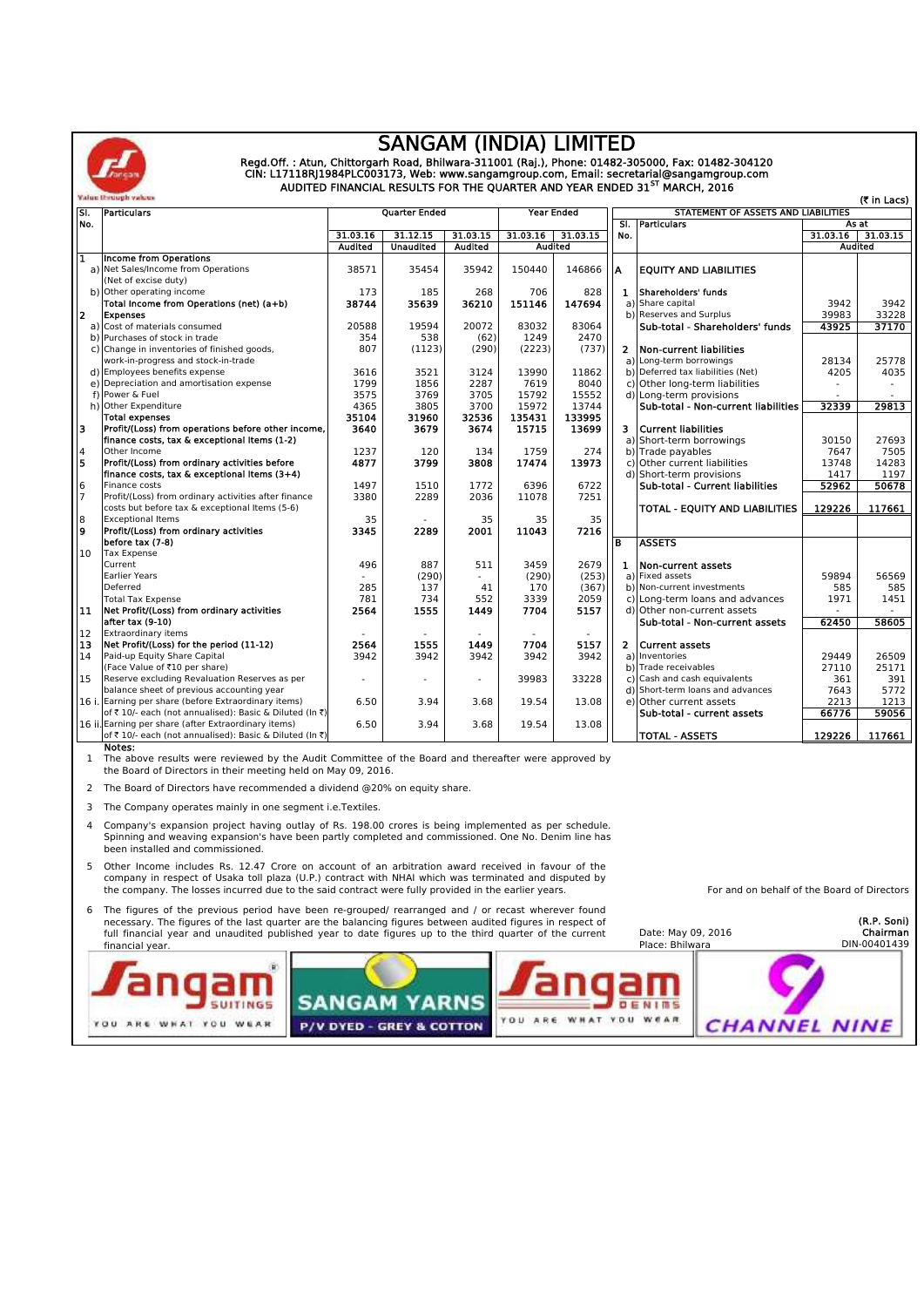# SANGAM (INDIA) LIMITED

Regd.Off. : Atun, Chittorgarh Road, Bhilwara-311001 (Raj.), Phone: 01482-305000, Fax: 01482-304120
CIN: L17118RJ1984PLC003173, Web: www.sangamgroup.com, Email: secretarial@sangamgroup.com

## AUDITED FINANCIAL RESULTS FOR THE QUARTER AND YEAR ENDED 31[ST] MARCH, 2016

(₹ in Lacs)

| Sl. No. | Particulars | Quarter Ended | | | Year Ended | |
|---|---|---|---|---|---|---|
| | | 31.03.16 | 31.12.15 | 31.03.15 | 31.03.16 | 31.03.15 |
| | | Audited | Unaudited | Audited | Audited | |
| **1** | **Income from Operations** | | | | | |
| a) | Net Sales/Income from Operations (Net of excise duty) | 38571 | 35454 | 35942 | 150440 | 146866 |
| b) | Other operating income | 173 | 185 | 268 | 706 | 828 |
| | **Total Income from Operations (net) (a+b)** | **38744** | **35639** | **36210** | **151146** | **147694** |
| **2** | **Expenses** | | | | | |
| a) | Cost of materials consumed | 20588 | 19594 | 20072 | 83032 | 83064 |
| b) | Purchases of stock in trade | 354 | 538 | (62) | 1249 | 2470 |
| c) | Change in inventories of finished goods, work-in-progress and stock-in-trade | 807 | (1123) | (290) | (2223) | (737) |
| d) | Employees benefits expense | 3616 | 3521 | 3124 | 13990 | 11862 |
| e) | Depreciation and amortisation expense | 1799 | 1856 | 2287 | 7619 | 8040 |
| f) | Power & Fuel | 3575 | 3769 | 3705 | 15792 | 15552 |
| h) | Other Expenditure | 4365 | 3805 | 3700 | 15972 | 13744 |
| | **Total expenses** | **35104** | **31960** | **32536** | **135431** | **133995** |
| **3** | **Profit/(Loss) from operations before other income, finance costs, tax & exceptional Items (1-2)** | **3640** | **3679** | **3674** | **15715** | **13699** |
| 4 | Other Income | 1237 | 120 | 134 | 1759 | 274 |
| **5** | **Profit/(Loss) from ordinary activities before finance costs, tax & exceptional Items (3+4)** | **4877** | **3799** | **3808** | **17474** | **13973** |
| 6 | Finance costs | 1497 | 1510 | 1772 | 6396 | 6722 |
| 7 | Profit/(Loss) from ordinary activities after finance costs but before tax & exceptional Items (5-6) | 3380 | 2289 | 2036 | 11078 | 7251 |
| 8 | Exceptional Items | 35 | - | 35 | 35 | 35 |
| **9** | **Profit/(Loss) from ordinary activities before tax (7-8)** | **3345** | **2289** | **2001** | **11043** | **7216** |
| 10 | Tax Expense | | | | | |
| | Current | 496 | 887 | 511 | 3459 | 2679 |
| | Earlier Years | - | (290) | - | (290) | (253) |
| | Deferred | 285 | 137 | 41 | 170 | (367) |
| | Total Tax Expense | 781 | 734 | 552 | 3339 | 2059 |
| **11** | **Net Profit/(Loss) from ordinary activities after tax (9-10)** | **2564** | **1555** | **1449** | **7704** | **5157** |
| 12 | Extraordinary items | - | - | - | - | - |
| **13** | **Net Profit/(Loss) for the period (11-12)** | **2564** | **1555** | **1449** | **7704** | **5157** |
| 14 | Paid-up Equity Share Capital (Face Value of ₹10 per share) | 3942 | 3942 | 3942 | 3942 | 3942 |
| 15 | Reserve excluding Revaluation Reserves as per balance sheet of previous accounting year | - | - | - | 39983 | 33228 |
| 16 i. | Earning per share (before Extraordinary items) of ₹ 10/- each (not annualised): Basic & Diluted (In ₹) | 6.50 | 3.94 | 3.68 | 19.54 | 13.08 |
| 16 ii. | Earning per share (after Extraordinary items) of ₹ 10/- each (not annualised): Basic & Diluted (In ₹) | 6.50 | 3.94 | 3.68 | 19.54 | 13.08 |

### STATEMENT OF ASSETS AND LIABILITIES

| Sl. No. | Particulars | As at 31.03.16 | As at 31.03.15 |
|---|---|---|---|
| | | Audited | |
| **A** | **EQUITY AND LIABILITIES** | | |
| **1** | **Shareholders' funds** | | |
| a) | Share capital | 3942 | 3942 |
| b) | Reserves and Surplus | 39983 | 33228 |
| | **Sub-total - Shareholders' funds** | **43925** | **37170** |
| **2** | **Non-current liabilities** | | |
| a) | Long-term borrowings | 28134 | 25778 |
| b) | Deferred tax liabilities (Net) | 4205 | 4035 |
| c) | Other long-term liabilities | - | - |
| d) | Long-term provisions | - | - |
| | **Sub-total - Non-current liabilities** | **32339** | **29813** |
| **3** | **Current liabilities** | | |
| a) | Short-term borrowings | 30150 | 27693 |
| b) | Trade payables | 7647 | 7505 |
| c) | Other current liabilities | 13748 | 14283 |
| d) | Short-term provisions | 1417 | 1197 |
| | **Sub-total - Current liabilities** | **52962** | **50678** |
| | **TOTAL - EQUITY AND LIABILITIES** | **129226** | **117661** |
| **B** | **ASSETS** | | |
| **1** | **Non-current assets** | | |
| a) | Fixed assets | 59894 | 56569 |
| b) | Non-current investments | 585 | 585 |
| c) | Long-term loans and advances | 1971 | 1451 |
| d) | Other non-current assets | - | - |
| | **Sub-total - Non-current assets** | **62450** | **58605** |
| **2** | **Current assets** | | |
| a) | Inventories | 29449 | 26509 |
| b) | Trade receivables | 27110 | 25171 |
| c) | Cash and cash equivalents | 361 | 391 |
| d) | Short-term loans and advances | 7643 | 5772 |
| e) | Other current assets | 2213 | 1213 |
| | **Sub-total - current assets** | **66776** | **59056** |
| | **TOTAL - ASSETS** | **129226** | **117661** |

**Notes:**

1. The above results were reviewed by the Audit Committee of the Board and thereafter were approved by the Board of Directors in their meeting held on May 09, 2016.
2. The Board of Directors has recommended a dividend @20% on equity share.
3. The Company operates mainly in one segment i.e.Textiles.
4. Company's expansion project having outlay of Rs. 198.00 crores is being implemented as per schedule. Spinning and weaving expansion's have been partly completed and commissioned. One No. Denim line has been installed and commissioned.
5. Other Income includes Rs. 12.47 Crore on account of an arbitration award received in favour of the company in respect of Usaka toll plaza (U.P.) contract with NHAI which was terminated and disputed by the company. The losses incurred due to the said contract were fully provided in the earlier years.
6. The figures of the previous period have been re-grouped/ rearranged and / or recast wherever found necessary. The figures of the last quarter are the balancing figures between audited figures in respect of full financial year and unaudited published year to date figures up to the third quarter of the current financial year.

For and on behalf of the Board of Directors

Date: May 09, 2016
Place: Bhilwara

**(R.P. Soni)**
Chairman
DIN-00401439

Sangam SUITINGS — YOU ARE WHAT YOU WEAR | SANGAM YARNS — P/V DYED - GREY & COTTON | Sangam DENIMS — YOU ARE WHAT YOU WEAR | CHANNEL NINE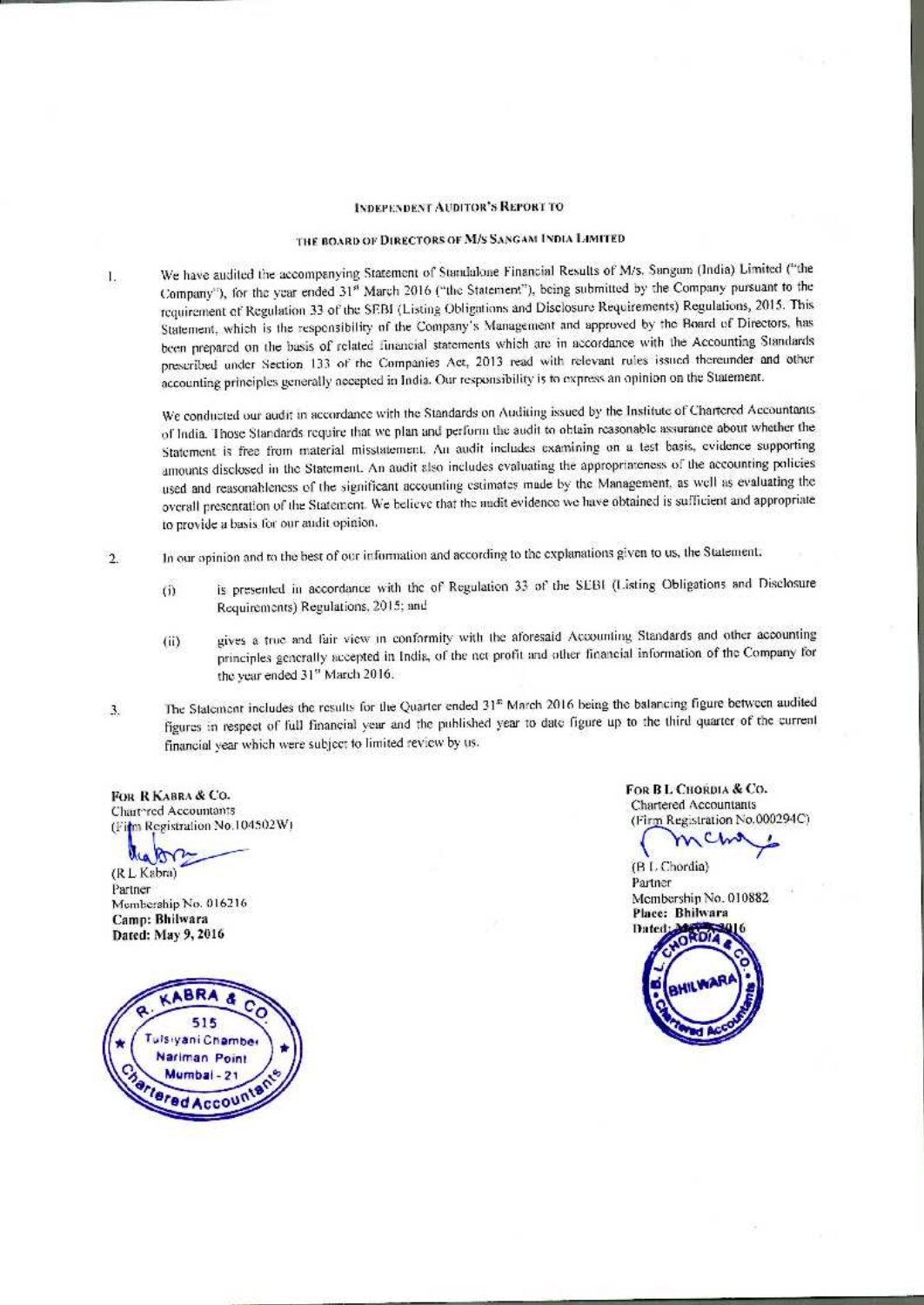## INDEPENDENT AUDITOR'S REPORT TO

### THE BOARD OF DIRECTORS OF M/S SANGAM INDIA LIMITED

1. We have audited the accompanying Statement of Standalone Financial Results of M/s. Sangam (India) Limited ("the Company"), for the year ended 31st March 2016 ("the Statement"), being submitted by the Company pursuant to the requirement of Regulation 33 of the SEBI (Listing Obligations and Disclosure Requirements) Regulations, 2015. This Statement, which is the responsibility of the Company's Management and approved by the Board of Directors, has been prepared on the basis of related financial statements which are in accordance with the Accounting Standards prescribed under Section 133 of the Companies Act, 2013 read with relevant rules issued thereunder and other accounting principles generally accepted in India. Our responsibility is to express an opinion on the Statement.

   We conducted our audit in accordance with the Standards on Auditing issued by the Institute of Chartered Accountants of India. Those Standards require that we plan and perform the audit to obtain reasonable assurance about whether the Statement is free from material misstatement. An audit includes examining on a test basis, evidence supporting amounts disclosed in the Statement. An audit also includes evaluating the appropriateness of the accounting policies used and reasonableness of the significant accounting estimates made by the Management, as well as evaluating the overall presentation of the Statement. We believe that the audit evidence we have obtained is sufficient and appropriate to provide a basis for our audit opinion.

2. In our opinion and to the best of our information and according to the explanations given to us, the Statement,

   (i) is presented in accordance with the of Regulation 33 of the SEBI (Listing Obligations and Disclosure Requirements) Regulations, 2015; and

   (ii) gives a true and fair view in conformity with the aforesaid Accounting Standards and other accounting principles generally accepted in India, of the net profit and other financial information of the Company for the year ended 31st March 2016.

3. The Statement includes the results for the Quarter ended 31st March 2016 being the balancing figure between audited figures in respect of full financial year and the published year to date figure up to the third quarter of the current financial year which were subject to limited review by us.

FOR R KABRA & CO.
Chartered Accountants
(Firm Registration No.104502W)

(R L Kabra)
Partner
Membership No. 016216
**Camp: Bhilwara**
**Dated: May 9, 2016**

R. KABRA & CO. 515 Tulsiyani Chamber Nariman Point Mumbai - 21 Chartered Accountants

FOR B L CHORDIA & CO.
Chartered Accountants
(Firm Registration No.000294C)

(B L Chordia)
Partner
Membership No. 010882
**Place: Bhilwara**
**Dated: May 9, 2016**

B. L. CHORDIA & CO. BHILWARA Chartered Accountants